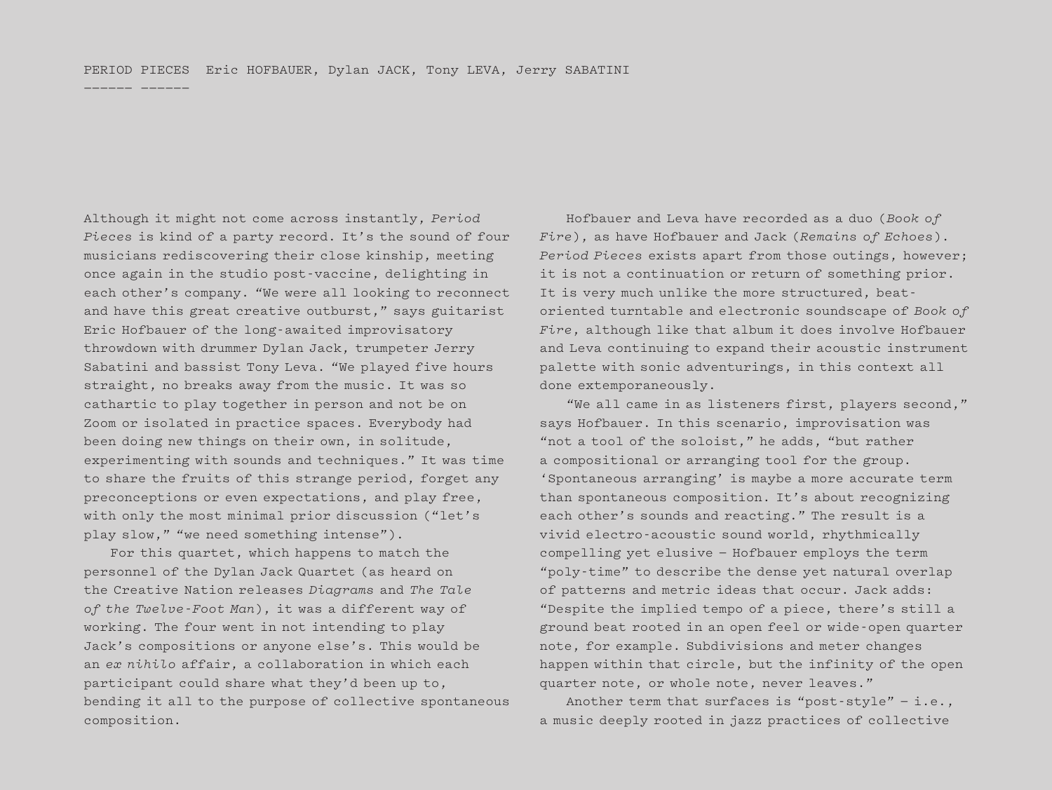PERIOD PIECES  Eric HOFBAUER, Dylan JACK, Tony LEVA, Jerry SABATINI

Although it might not come across instantly, *Period Pieces* is kind of a party record. It's the sound of four musicians rediscovering their close kinship, meeting once again in the studio post-vaccine, delighting in each other's company. "We were all looking to reconnect and have this great creative outburst," says guitarist Eric Hofbauer of the long-awaited improvisatory throwdown with drummer Dylan Jack, trumpeter Jerry Sabatini and bassist Tony Leva. "We played five hours straight, no breaks away from the music. It was so cathartic to play together in person and not be on Zoom or isolated in practice spaces. Everybody had been doing new things on their own, in solitude, experimenting with sounds and techniques." It was time to share the fruits of this strange period, forget any preconceptions or even expectations, and play free, with only the most minimal prior discussion ("let's play slow," "we need something intense").

For this quartet, which happens to match the personnel of the Dylan Jack Quartet (as heard on the Creative Nation releases *Diagrams* and *The Tale of the Twelve-Foot Man*), it was a different way of working. The four went in not intending to play Jack's compositions or anyone else's. This would be an *ex nihilo* affair, a collaboration in which each participant could share what they'd been up to, bending it all to the purpose of collective spontaneous composition.

Hofbauer and Leva have recorded as a duo (*Book of Fire*), as have Hofbauer and Jack (*Remains of Echoes*). *Period Pieces* exists apart from those outings, however; it is not a continuation or return of something prior. It is very much unlike the more structured, beat-oriented turntable and electronic soundscape of *Book of Fire*, although like that album it does involve Hofbauer and Leva continuing to expand their acoustic instrument palette with sonic adventurings, in this context all done extemporaneously.

"We all came in as listeners first, players second," says Hofbauer. In this scenario, improvisation was "not a tool of the soloist," he adds, "but rather a compositional or arranging tool for the group. 'Spontaneous arranging' is maybe a more accurate term than spontaneous composition. It's about recognizing each other's sounds and reacting." The result is a vivid electro-acoustic sound world, rhythmically compelling yet elusive – Hofbauer employs the term "poly-time" to describe the dense yet natural overlap of patterns and metric ideas that occur. Jack adds: "Despite the implied tempo of a piece, there's still a ground beat rooted in an open feel or wide-open quarter note, for example. Subdivisions and meter changes happen within that circle, but the infinity of the open quarter note, or whole note, never leaves."

Another term that surfaces is "post-style" – i.e., a music deeply rooted in jazz practices of collective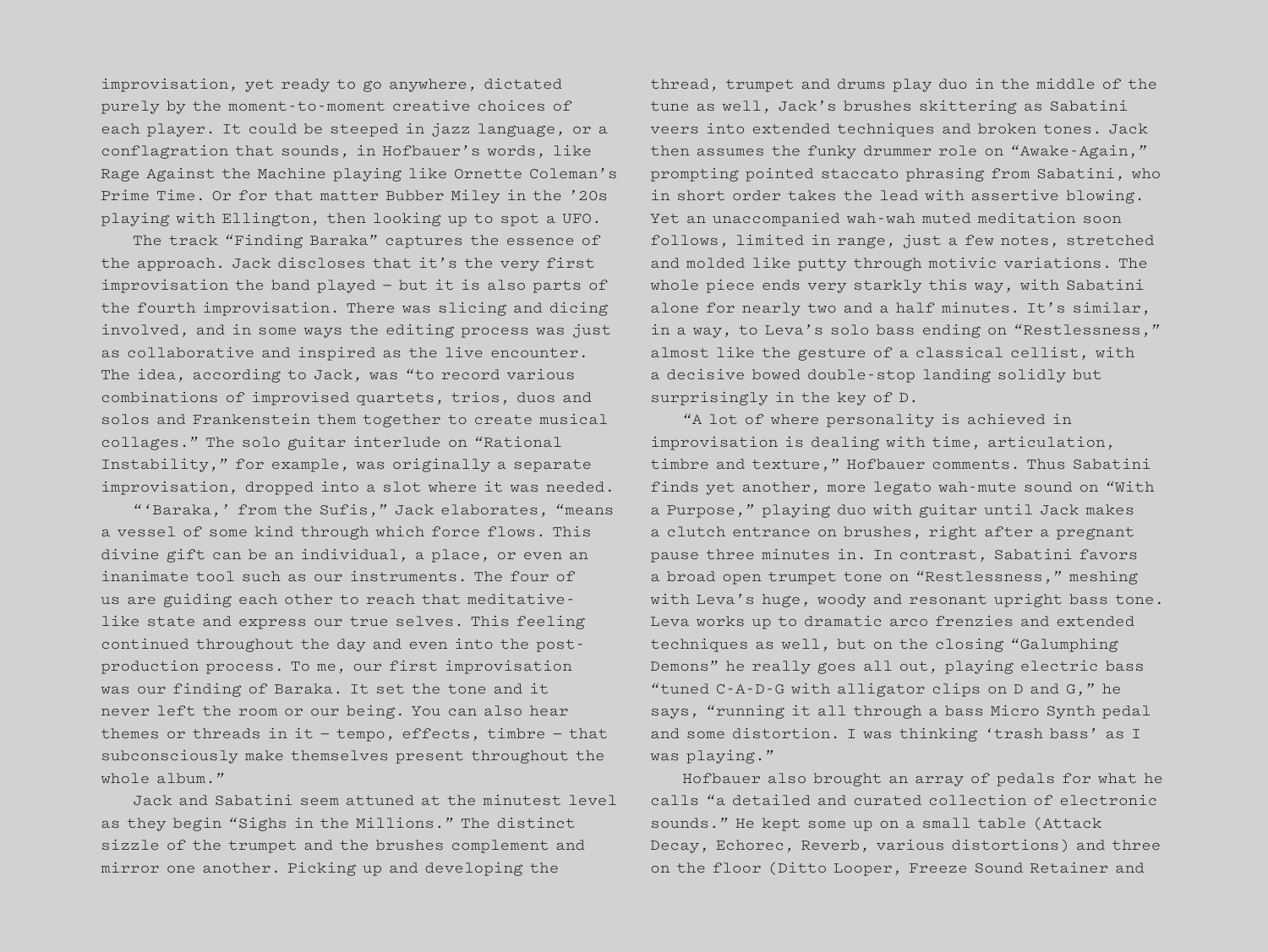improvisation, yet ready to go anywhere, dictated purely by the moment-to-moment creative choices of each player. It could be steeped in jazz language, or a conflagration that sounds, in Hofbauer's words, like Rage Against the Machine playing like Ornette Coleman's Prime Time. Or for that matter Bubber Miley in the '20s playing with Ellington, then looking up to spot a UFO.

The track "Finding Baraka" captures the essence of the approach. Jack discloses that it's the very first improvisation the band played – but it is also parts of the fourth improvisation. There was slicing and dicing involved, and in some ways the editing process was just as collaborative and inspired as the live encounter. The idea, according to Jack, was "to record various combinations of improvised quartets, trios, duos and solos and Frankenstein them together to create musical collages." The solo guitar interlude on "Rational Instability," for example, was originally a separate improvisation, dropped into a slot where it was needed.

"'Baraka,' from the Sufis," Jack elaborates, "means a vessel of some kind through which force flows. This divine gift can be an individual, a place, or even an inanimate tool such as our instruments. The four of us are guiding each other to reach that meditative-like state and express our true selves. This feeling continued throughout the day and even into the post-production process. To me, our first improvisation was our finding of Baraka. It set the tone and it never left the room or our being. You can also hear themes or threads in it – tempo, effects, timbre – that subconsciously make themselves present throughout the whole album."

Jack and Sabatini seem attuned at the minutest level as they begin "Sighs in the Millions." The distinct sizzle of the trumpet and the brushes complement and mirror one another. Picking up and developing the thread, trumpet and drums play duo in the middle of the tune as well, Jack's brushes skittering as Sabatini veers into extended techniques and broken tones. Jack then assumes the funky drummer role on "Awake-Again," prompting pointed staccato phrasing from Sabatini, who in short order takes the lead with assertive blowing. Yet an unaccompanied wah-wah muted meditation soon follows, limited in range, just a few notes, stretched and molded like putty through motivic variations. The whole piece ends very starkly this way, with Sabatini alone for nearly two and a half minutes. It's similar, in a way, to Leva's solo bass ending on "Restlessness," almost like the gesture of a classical cellist, with a decisive bowed double-stop landing solidly but surprisingly in the key of D.

"A lot of where personality is achieved in improvisation is dealing with time, articulation, timbre and texture," Hofbauer comments. Thus Sabatini finds yet another, more legato wah-mute sound on "With a Purpose," playing duo with guitar until Jack makes a clutch entrance on brushes, right after a pregnant pause three minutes in. In contrast, Sabatini favors a broad open trumpet tone on "Restlessness," meshing with Leva's huge, woody and resonant upright bass tone. Leva works up to dramatic arco frenzies and extended techniques as well, but on the closing "Galumphing Demons" he really goes all out, playing electric bass "tuned C-A-D-G with alligator clips on D and G," he says, "running it all through a bass Micro Synth pedal and some distortion. I was thinking 'trash bass' as I was playing."

Hofbauer also brought an array of pedals for what he calls "a detailed and curated collection of electronic sounds." He kept some up on a small table (Attack Decay, Echorec, Reverb, various distortions) and three on the floor (Ditto Looper, Freeze Sound Retainer and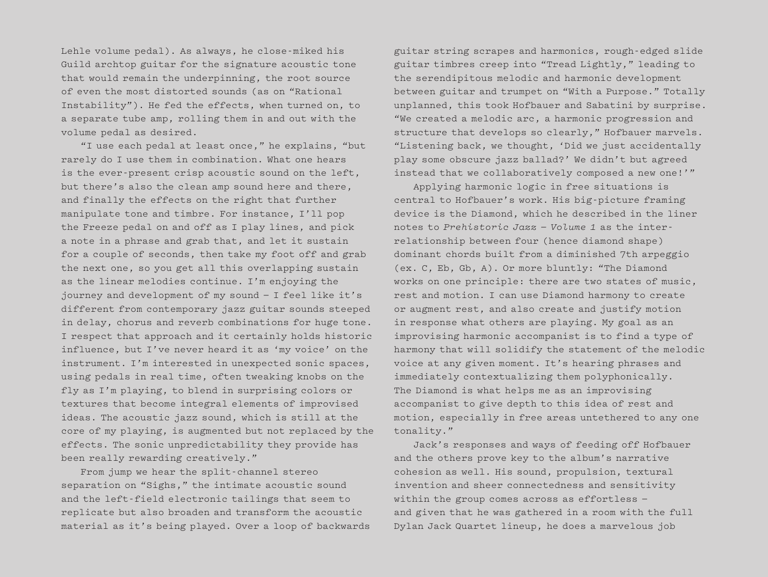Lehle volume pedal). As always, he close-miked his Guild archtop guitar for the signature acoustic tone that would remain the underpinning, the root source of even the most distorted sounds (as on "Rational Instability"). He fed the effects, when turned on, to a separate tube amp, rolling them in and out with the volume pedal as desired.

"I use each pedal at least once," he explains, "but rarely do I use them in combination. What one hears is the ever-present crisp acoustic sound on the left, but there's also the clean amp sound here and there, and finally the effects on the right that further manipulate tone and timbre. For instance, I'll pop the Freeze pedal on and off as I play lines, and pick a note in a phrase and grab that, and let it sustain for a couple of seconds, then take my foot off and grab the next one, so you get all this overlapping sustain as the linear melodies continue. I'm enjoying the journey and development of my sound – I feel like it's different from contemporary jazz guitar sounds steeped in delay, chorus and reverb combinations for huge tone. I respect that approach and it certainly holds historic influence, but I've never heard it as 'my voice' on the instrument. I'm interested in unexpected sonic spaces, using pedals in real time, often tweaking knobs on the fly as I'm playing, to blend in surprising colors or textures that become integral elements of improvised ideas. The acoustic jazz sound, which is still at the core of my playing, is augmented but not replaced by the effects. The sonic unpredictability they provide has been really rewarding creatively."

From jump we hear the split-channel stereo separation on "Sighs," the intimate acoustic sound and the left-field electronic tailings that seem to replicate but also broaden and transform the acoustic material as it's being played. Over a loop of backwards guitar string scrapes and harmonics, rough-edged slide guitar timbres creep into "Tread Lightly," leading to the serendipitous melodic and harmonic development between guitar and trumpet on "With a Purpose." Totally unplanned, this took Hofbauer and Sabatini by surprise. "We created a melodic arc, a harmonic progression and structure that develops so clearly," Hofbauer marvels. "Listening back, we thought, 'Did we just accidentally play some obscure jazz ballad?' We didn't but agreed instead that we collaboratively composed a new one!'"

Applying harmonic logic in free situations is central to Hofbauer's work. His big-picture framing device is the Diamond, which he described in the liner notes to *Prehistoric Jazz – Volume 1* as the inter-relationship between four (hence diamond shape) dominant chords built from a diminished 7th arpeggio (ex. C, Eb, Gb, A). Or more bluntly: "The Diamond works on one principle: there are two states of music, rest and motion. I can use Diamond harmony to create or augment rest, and also create and justify motion in response what others are playing. My goal as an improvising harmonic accompanist is to find a type of harmony that will solidify the statement of the melodic voice at any given moment. It's hearing phrases and immediately contextualizing them polyphonically. The Diamond is what helps me as an improvising accompanist to give depth to this idea of rest and motion, especially in free areas untethered to any one tonality."

Jack's responses and ways of feeding off Hofbauer and the others prove key to the album's narrative cohesion as well. His sound, propulsion, textural invention and sheer connectedness and sensitivity within the group comes across as effortless – and given that he was gathered in a room with the full Dylan Jack Quartet lineup, he does a marvelous job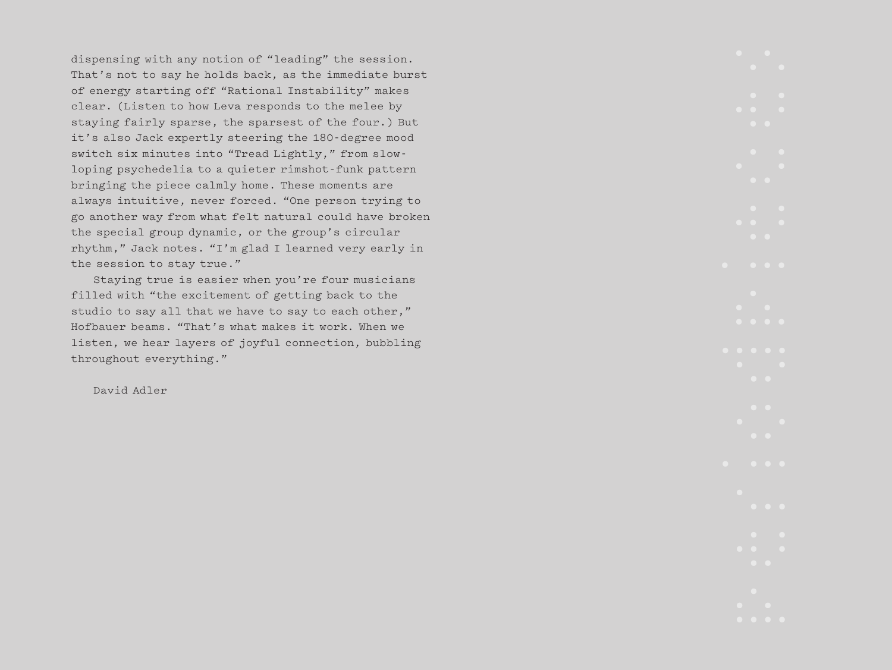dispensing with any notion of "leading" the session. That's not to say he holds back, as the immediate burst of energy starting off "Rational Instability" makes clear. (Listen to how Leva responds to the melee by staying fairly sparse, the sparsest of the four.) But it's also Jack expertly steering the 180-degree mood switch six minutes into "Tread Lightly," from slow-loping psychedelia to a quieter rimshot-funk pattern bringing the piece calmly home. These moments are always intuitive, never forced. "One person trying to go another way from what felt natural could have broken the special group dynamic, or the group's circular rhythm," Jack notes. "I'm glad I learned very early in the session to stay true."

Staying true is easier when you're four musicians filled with "the excitement of getting back to the studio to say all that we have to say to each other," Hofbauer beams. "That's what makes it work. When we listen, we hear layers of joyful connection, bubbling throughout everything."

David Adler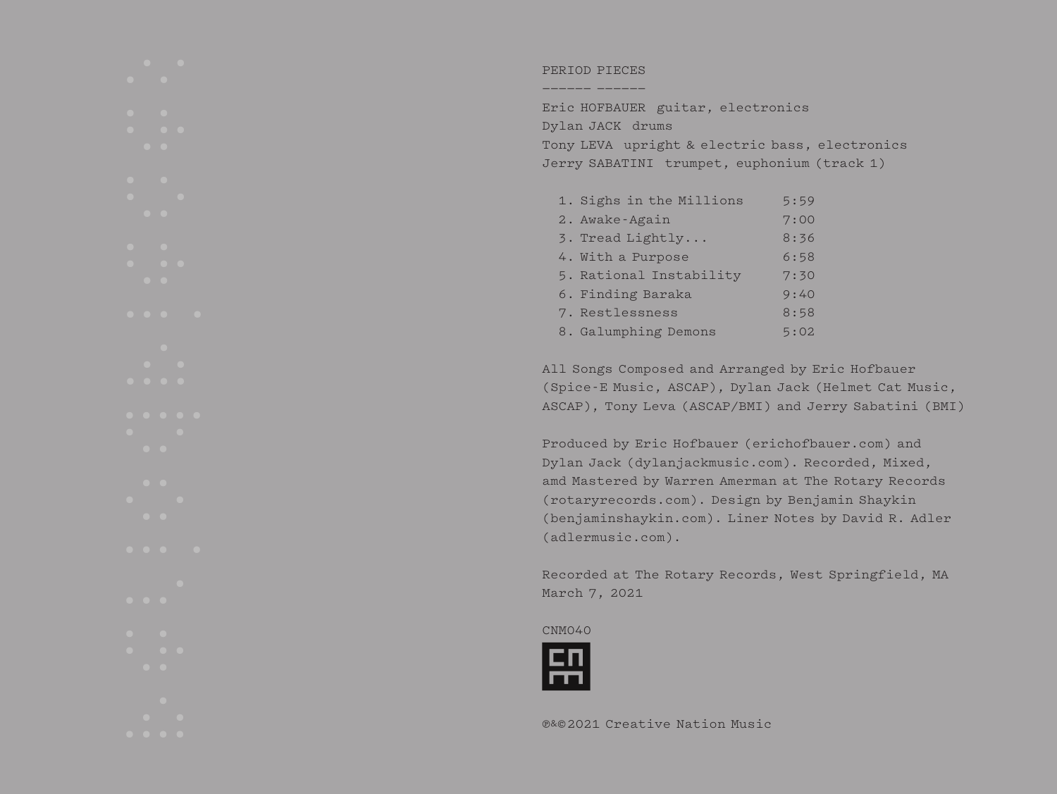# PERIOD PIECES

Eric HOFBAUER guitar, electronics
Dylan JACK drums
Tony LEVA upright & electric bass, electronics
Jerry SABATINI trumpet, euphonium (track 1)

| | | |
|---|---|---|
| 1. | Sighs in the Millions | 5:59 |
| 2. | Awake-Again | 7:00 |
| 3. | Tread Lightly... | 8:36 |
| 4. | With a Purpose | 6:58 |
| 5. | Rational Instability | 7:30 |
| 6. | Finding Baraka | 9:40 |
| 7. | Restlessness | 8:58 |
| 8. | Galumphing Demons | 5:02 |

All Songs Composed and Arranged by Eric Hofbauer (Spice-E Music, ASCAP), Dylan Jack (Helmet Cat Music, ASCAP), Tony Leva (ASCAP/BMI) and Jerry Sabatini (BMI)

Produced by Eric Hofbauer (erichofbauer.com) and Dylan Jack (dylanjackmusic.com). Recorded, Mixed, amd Mastered by Warren Amerman at The Rotary Records (rotaryrecords.com). Design by Benjamin Shaykin (benjaminshaykin.com). Liner Notes by David R. Adler (adlermusic.com).

Recorded at The Rotary Records, West Springfield, MA
March 7, 2021

CNM040

℗&©2021 Creative Nation Music